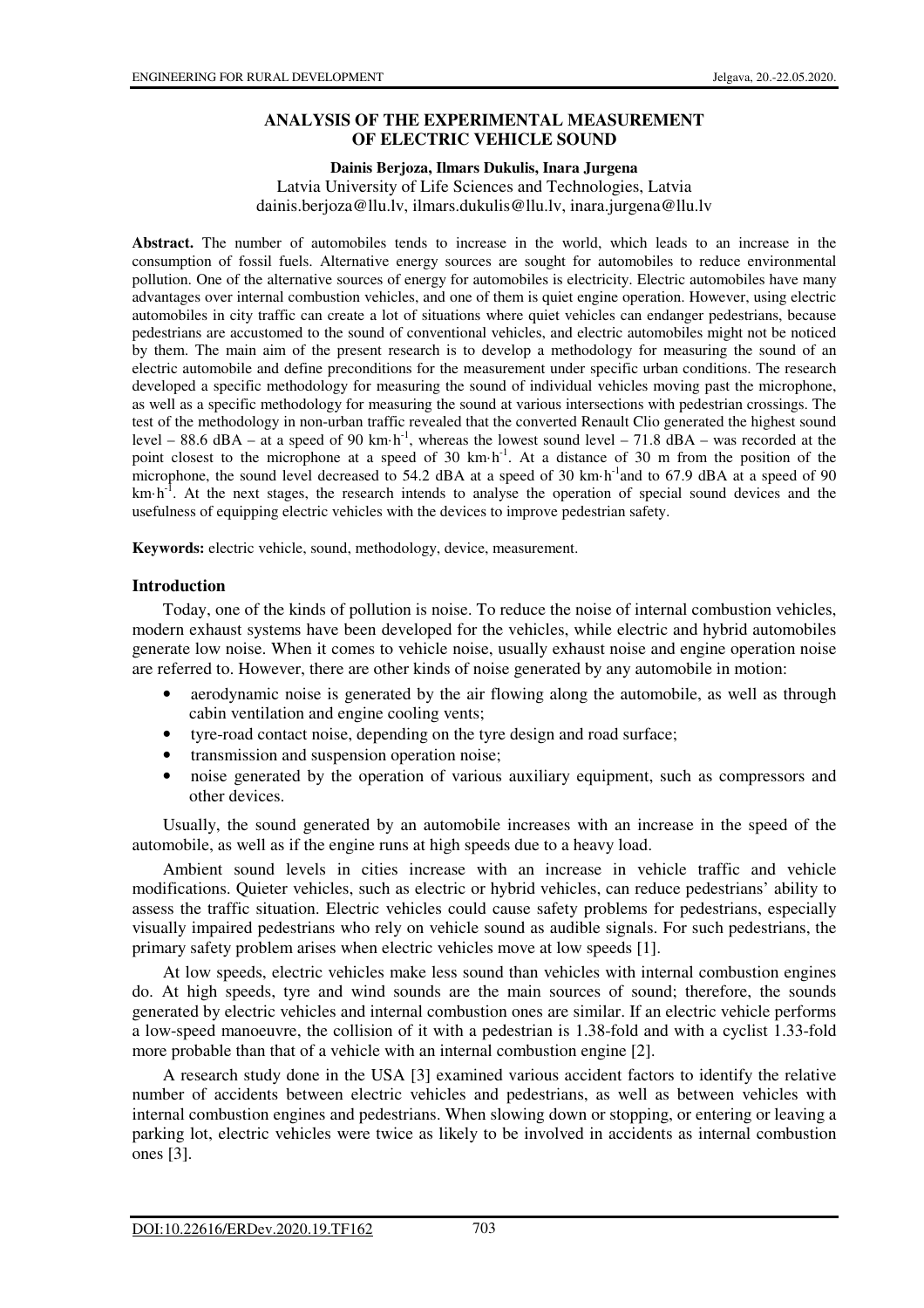# ANALYSIS OF THE EXPERIMENTAL MEASUREMENT OF ELECTRIC VEHICLE SOUND

**Dainis Berjoza, Ilmars Dukulis, Inara Jurgena**

Latvia University of Life Sciences and Technologies, Latvia

dainis.berjoza@llu.lv, ilmars.dukulis@llu.lv, inara.jurgena@llu.lv

**Abstract.** The number of automobiles tends to increase in the world, which leads to an increase in the consumption of fossil fuels. Alternative energy sources are sought for automobiles to reduce environmental pollution. One of the alternative sources of energy for automobiles is electricity. Electric automobiles have many advantages over internal combustion vehicles, and one of them is quiet engine operation. However, using electric automobiles in city traffic can create a lot of situations where quiet vehicles can endanger pedestrians, because pedestrians are accustomed to the sound of conventional vehicles, and electric automobiles might not be noticed by them. The main aim of the present research is to develop a methodology for measuring the sound of an electric automobile and define preconditions for the measurement under specific urban conditions. The research developed a specific methodology for measuring the sound of individual vehicles moving past the microphone, as well as a specific methodology for measuring the sound at various intersections with pedestrian crossings. The test of the methodology in non-urban traffic revealed that the converted Renault Clio generated the highest sound level – 88.6 dBA – at a speed of 90 $km \cdot h^{-1}$, whereas the lowest sound level – 71.8 dBA – was recorded at the point closest to the microphone at a speed of 30 $km \cdot h^{-1}$. At a distance of 30 m from the position of the microphone, the sound level decreased to 54.2 dBA at a speed of 30 $km \cdot h^{-1}$and to 67.9 dBA at a speed of 90 $km \cdot h^{-1}$. At the next stages, the research intends to analyse the operation of special sound devices and the usefulness of equipping electric vehicles with the devices to improve pedestrian safety.

**Keywords:** electric vehicle, sound, methodology, device, measurement.

## Introduction

Today, one of the kinds of pollution is noise. To reduce the noise of internal combustion vehicles, modern exhaust systems have been developed for the vehicles, while electric and hybrid automobiles generate low noise. When it comes to vehicle noise, usually exhaust noise and engine operation noise are referred to. However, there are other kinds of noise generated by any automobile in motion:

- aerodynamic noise is generated by the air flowing along the automobile, as well as through cabin ventilation and engine cooling vents;
- tyre-road contact noise, depending on the tyre design and road surface;
- transmission and suspension operation noise;
- noise generated by the operation of various auxiliary equipment, such as compressors and other devices.

Usually, the sound generated by an automobile increases with an increase in the speed of the automobile, as well as if the engine runs at high speeds due to a heavy load.

Ambient sound levels in cities increase with an increase in vehicle traffic and vehicle modifications. Quieter vehicles, such as electric or hybrid vehicles, can reduce pedestrians' ability to assess the traffic situation. Electric vehicles could cause safety problems for pedestrians, especially visually impaired pedestrians who rely on vehicle sound as audible signals. For such pedestrians, the primary safety problem arises when electric vehicles move at low speeds [1].

At low speeds, electric vehicles make less sound than vehicles with internal combustion engines do. At high speeds, tyre and wind sounds are the main sources of sound; therefore, the sounds generated by electric vehicles and internal combustion ones are similar. If an electric vehicle performs a low-speed manoeuvre, the collision of it with a pedestrian is 1.38-fold and with a cyclist 1.33-fold more probable than that of a vehicle with an internal combustion engine [2].

A research study done in the USA [3] examined various accident factors to identify the relative number of accidents between electric vehicles and pedestrians, as well as between vehicles with internal combustion engines and pedestrians. When slowing down or stopping, or entering or leaving a parking lot, electric vehicles were twice as likely to be involved in accidents as internal combustion ones [3].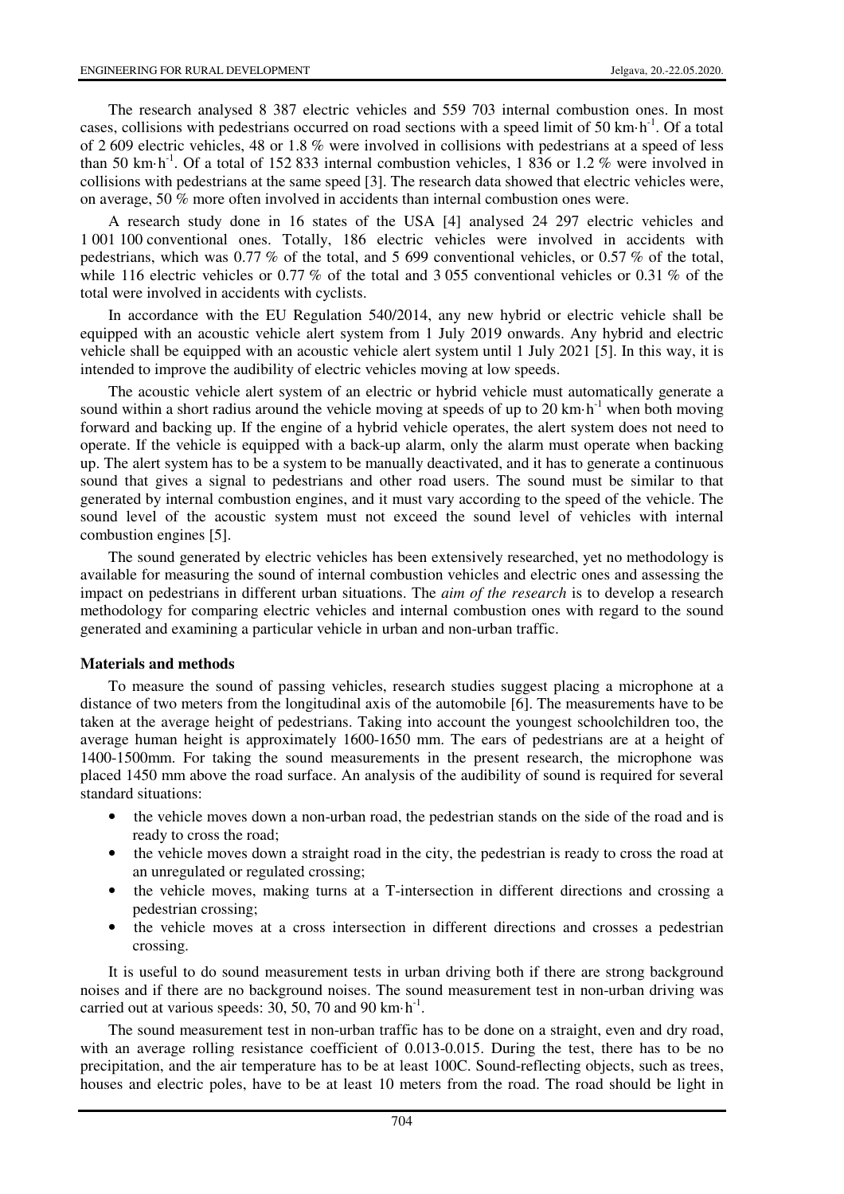The research analysed 8 387 electric vehicles and 559 703 internal combustion ones. In most cases, collisions with pedestrians occurred on road sections with a speed limit of 50 km·h$^{-1}$. Of a total of 2 609 electric vehicles, 48 or 1.8 % were involved in collisions with pedestrians at a speed of less than 50 km·h$^{-1}$. Of a total of 152 833 internal combustion vehicles, 1 836 or 1.2 % were involved in collisions with pedestrians at the same speed [3]. The research data showed that electric vehicles were, on average, 50 % more often involved in accidents than internal combustion ones were.

A research study done in 16 states of the USA [4] analysed 24 297 electric vehicles and 1 001 100 conventional ones. Totally, 186 electric vehicles were involved in accidents with pedestrians, which was 0.77 % of the total, and 5 699 conventional vehicles, or 0.57 % of the total, while 116 electric vehicles or 0.77 % of the total and 3 055 conventional vehicles or 0.31 % of the total were involved in accidents with cyclists.

In accordance with the EU Regulation 540/2014, any new hybrid or electric vehicle shall be equipped with an acoustic vehicle alert system from 1 July 2019 onwards. Any hybrid and electric vehicle shall be equipped with an acoustic vehicle alert system until 1 July 2021 [5]. In this way, it is intended to improve the audibility of electric vehicles moving at low speeds.

The acoustic vehicle alert system of an electric or hybrid vehicle must automatically generate a sound within a short radius around the vehicle moving at speeds of up to 20 km·h$^{-1}$ when both moving forward and backing up. If the engine of a hybrid vehicle operates, the alert system does not need to operate. If the vehicle is equipped with a back-up alarm, only the alarm must operate when backing up. The alert system has to be a system to be manually deactivated, and it has to generate a continuous sound that gives a signal to pedestrians and other road users. The sound must be similar to that generated by internal combustion engines, and it must vary according to the speed of the vehicle. The sound level of the acoustic system must not exceed the sound level of vehicles with internal combustion engines [5].

The sound generated by electric vehicles has been extensively researched, yet no methodology is available for measuring the sound of internal combustion vehicles and electric ones and assessing the impact on pedestrians in different urban situations. The *aim of the research* is to develop a research methodology for comparing electric vehicles and internal combustion ones with regard to the sound generated and examining a particular vehicle in urban and non-urban traffic.

## Materials and methods

To measure the sound of passing vehicles, research studies suggest placing a microphone at a distance of two meters from the longitudinal axis of the automobile [6]. The measurements have to be taken at the average height of pedestrians. Taking into account the youngest schoolchildren too, the average human height is approximately 1600-1650 mm. The ears of pedestrians are at a height of 1400-1500mm. For taking the sound measurements in the present research, the microphone was placed 1450 mm above the road surface. An analysis of the audibility of sound is required for several standard situations:

- the vehicle moves down a non-urban road, the pedestrian stands on the side of the road and is ready to cross the road;
- the vehicle moves down a straight road in the city, the pedestrian is ready to cross the road at an unregulated or regulated crossing;
- the vehicle moves, making turns at a T-intersection in different directions and crossing a pedestrian crossing;
- the vehicle moves at a cross intersection in different directions and crosses a pedestrian crossing.

It is useful to do sound measurement tests in urban driving both if there are strong background noises and if there are no background noises. The sound measurement test in non-urban driving was carried out at various speeds: 30, 50, 70 and 90 km·h$^{-1}$.

The sound measurement test in non-urban traffic has to be done on a straight, even and dry road, with an average rolling resistance coefficient of 0.013-0.015. During the test, there has to be no precipitation, and the air temperature has to be at least 100C. Sound-reflecting objects, such as trees, houses and electric poles, have to be at least 10 meters from the road. The road should be light in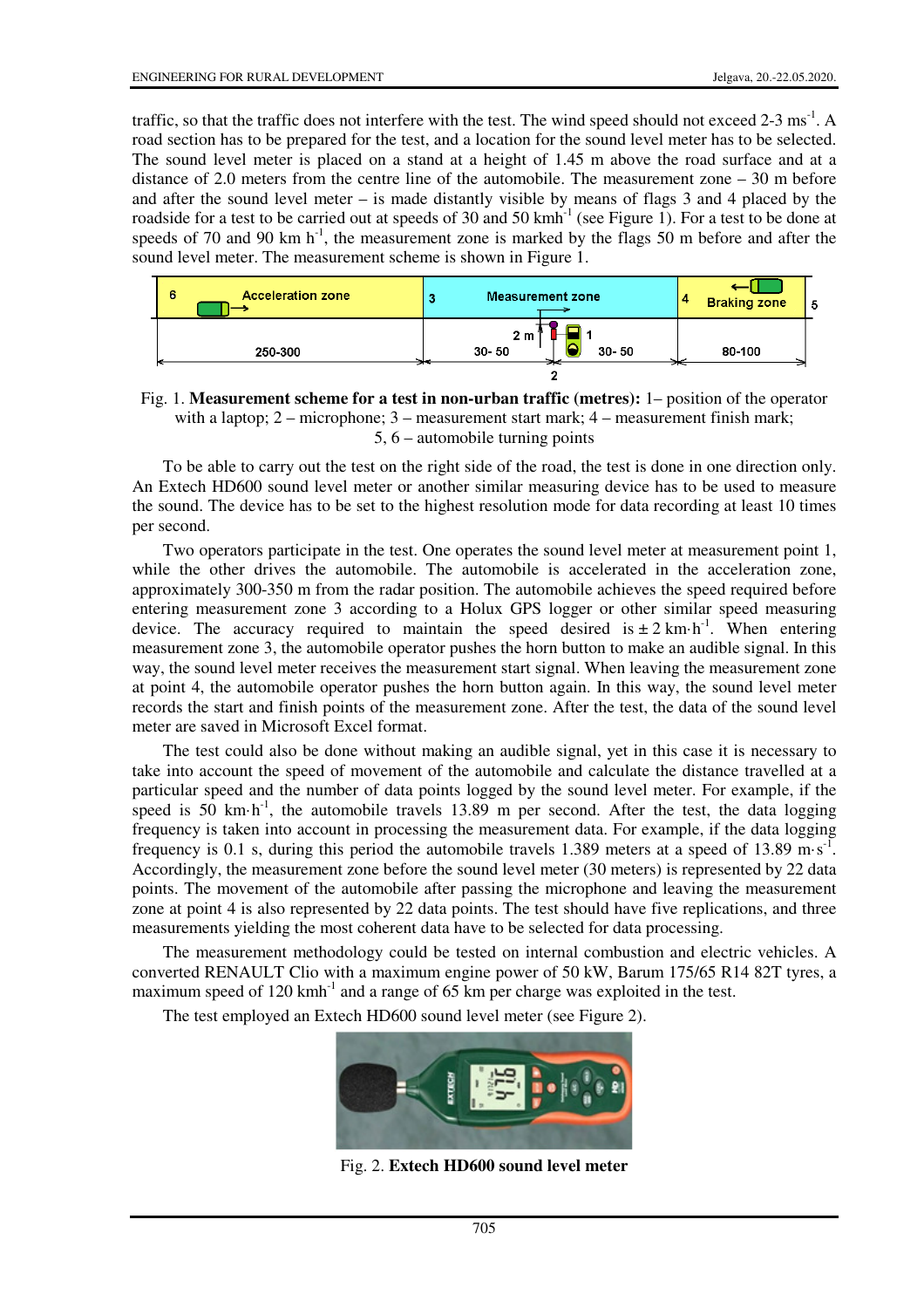traffic, so that the traffic does not interfere with the test. The wind speed should not exceed 2-3 $ms^{-1}$. A road section has to be prepared for the test, and a location for the sound level meter has to be selected. The sound level meter is placed on a stand at a height of 1.45 m above the road surface and at a distance of 2.0 meters from the centre line of the automobile. The measurement zone – 30 m before and after the sound level meter – is made distantly visible by means of flags 3 and 4 placed by the roadside for a test to be carried out at speeds of 30 and 50 $kmh^{-1}$ (see Figure 1). For a test to be done at speeds of 70 and 90 km $h^{-1}$, the measurement zone is marked by the flags 50 m before and after the sound level meter. The measurement scheme is shown in Figure 1.

Fig. 1. **Measurement scheme for a test in non-urban traffic (metres):** 1– position of the operator with a laptop; 2 – microphone; 3 – measurement start mark; 4 – measurement finish mark; 5, 6 – automobile turning points

To be able to carry out the test on the right side of the road, the test is done in one direction only. An Extech HD600 sound level meter or another similar measuring device has to be used to measure the sound. The device has to be set to the highest resolution mode for data recording at least 10 times per second.

Two operators participate in the test. One operates the sound level meter at measurement point 1, while the other drives the automobile. The automobile is accelerated in the acceleration zone, approximately 300-350 m from the radar position. The automobile achieves the speed required before entering measurement zone 3 according to a Holux GPS logger or other similar speed measuring device. The accuracy required to maintain the speed desired is $\pm 2$ $km \cdot h^{-1}$. When entering measurement zone 3, the automobile operator pushes the horn button to make an audible signal. In this way, the sound level meter receives the measurement start signal. When leaving the measurement zone at point 4, the automobile operator pushes the horn button again. In this way, the sound level meter records the start and finish points of the measurement zone. After the test, the data of the sound level meter are saved in Microsoft Excel format.

The test could also be done without making an audible signal, yet in this case it is necessary to take into account the speed of movement of the automobile and calculate the distance travelled at a particular speed and the number of data points logged by the sound level meter. For example, if the speed is 50 $km \cdot h^{-1}$, the automobile travels 13.89 m per second. After the test, the data logging frequency is taken into account in processing the measurement data. For example, if the data logging frequency is 0.1 s, during this period the automobile travels 1.389 meters at a speed of 13.89 $m \cdot s^{-1}$. Accordingly, the measurement zone before the sound level meter (30 meters) is represented by 22 data points. The movement of the automobile after passing the microphone and leaving the measurement zone at point 4 is also represented by 22 data points. The test should have five replications, and three measurements yielding the most coherent data have to be selected for data processing.

The measurement methodology could be tested on internal combustion and electric vehicles. A converted RENAULT Clio with a maximum engine power of 50 kW, Barum 175/65 R14 82T tyres, a maximum speed of 120 $kmh^{-1}$ and a range of 65 km per charge was exploited in the test.

The test employed an Extech HD600 sound level meter (see Figure 2).

Fig. 2. **Extech HD600 sound level meter**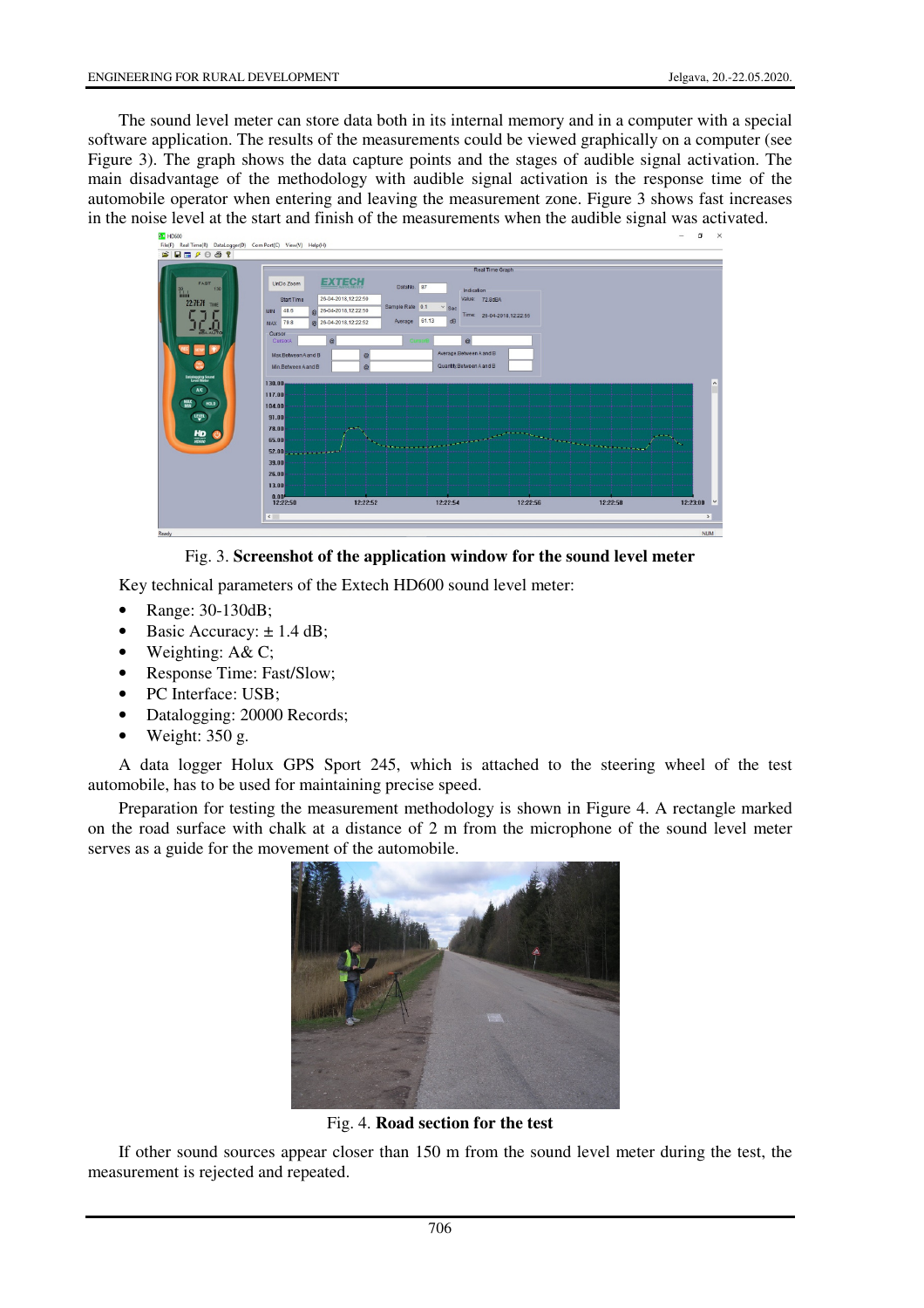The sound level meter can store data both in its internal memory and in a computer with a special software application. The results of the measurements could be viewed graphically on a computer (see Figure 3). The graph shows the data capture points and the stages of audible signal activation. The main disadvantage of the methodology with audible signal activation is the response time of the automobile operator when entering and leaving the measurement zone. Figure 3 shows fast increases in the noise level at the start and finish of the measurements when the audible signal was activated.

Fig. 3. **Screenshot of the application window for the sound level meter**

Key technical parameters of the Extech HD600 sound level meter:

- Range: 30-130dB;
- Basic Accuracy: ± 1.4 dB;
- Weighting: A& C;
- Response Time: Fast/Slow;
- PC Interface: USB;
- Datalogging: 20000 Records;
- Weight: 350 g.

A data logger Holux GPS Sport 245, which is attached to the steering wheel of the test automobile, has to be used for maintaining precise speed.

Preparation for testing the measurement methodology is shown in Figure 4. A rectangle marked on the road surface with chalk at a distance of 2 m from the microphone of the sound level meter serves as a guide for the movement of the automobile.

Fig. 4. **Road section for the test**

If other sound sources appear closer than 150 m from the sound level meter during the test, the measurement is rejected and repeated.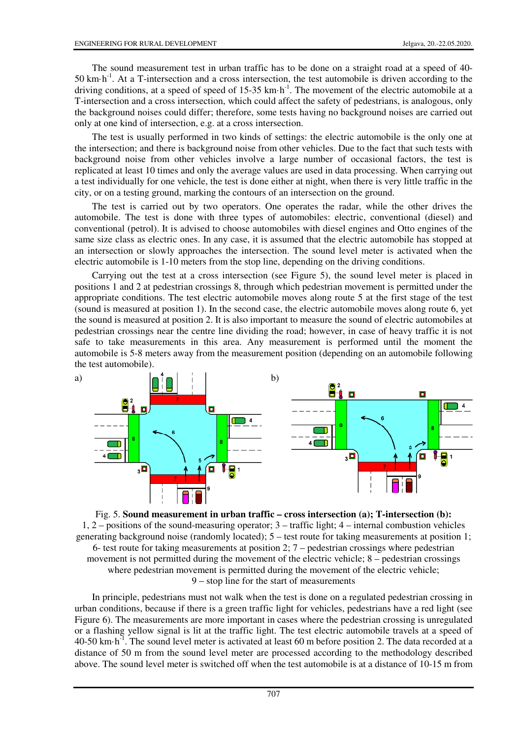The sound measurement test in urban traffic has to be done on a straight road at a speed of 40-50 km·h$^{-1}$. At a T-intersection and a cross intersection, the test automobile is driven according to the driving conditions, at a speed of speed of 15-35 km·h$^{-1}$. The movement of the electric automobile at a T-intersection and a cross intersection, which could affect the safety of pedestrians, is analogous, only the background noises could differ; therefore, some tests having no background noises are carried out only at one kind of intersection, e.g. at a cross intersection.

The test is usually performed in two kinds of settings: the electric automobile is the only one at the intersection; and there is background noise from other vehicles. Due to the fact that such tests with background noise from other vehicles involve a large number of occasional factors, the test is replicated at least 10 times and only the average values are used in data processing. When carrying out a test individually for one vehicle, the test is done either at night, when there is very little traffic in the city, or on a testing ground, marking the contours of an intersection on the ground.

The test is carried out by two operators. One operates the radar, while the other drives the automobile. The test is done with three types of automobiles: electric, conventional (diesel) and conventional (petrol). It is advised to choose automobiles with diesel engines and Otto engines of the same size class as electric ones. In any case, it is assumed that the electric automobile has stopped at an intersection or slowly approaches the intersection. The sound level meter is activated when the electric automobile is 1-10 meters from the stop line, depending on the driving conditions.

Carrying out the test at a cross intersection (see Figure 5), the sound level meter is placed in positions 1 and 2 at pedestrian crossings 8, through which pedestrian movement is permitted under the appropriate conditions. The test electric automobile moves along route 5 at the first stage of the test (sound is measured at position 1). In the second case, the electric automobile moves along route 6, yet the sound is measured at position 2. It is also important to measure the sound of electric automobiles at pedestrian crossings near the centre line dividing the road; however, in case of heavy traffic it is not safe to take measurements in this area. Any measurement is performed until the moment the automobile is 5-8 meters away from the measurement position (depending on an automobile following the test automobile).

Fig. 5. **Sound measurement in urban traffic – cross intersection (a); T-intersection (b):** 1, 2 – positions of the sound-measuring operator; 3 – traffic light; 4 – internal combustion vehicles generating background noise (randomly located); 5 – test route for taking measurements at position 1; 6- test route for taking measurements at position 2; 7 – pedestrian crossings where pedestrian movement is not permitted during the movement of the electric vehicle; 8 – pedestrian crossings where pedestrian movement is permitted during the movement of the electric vehicle; 9 – stop line for the start of measurements

In principle, pedestrians must not walk when the test is done on a regulated pedestrian crossing in urban conditions, because if there is a green traffic light for vehicles, pedestrians have a red light (see Figure 6). The measurements are more important in cases where the pedestrian crossing is unregulated or a flashing yellow signal is lit at the traffic light. The test electric automobile travels at a speed of 40-50 km·h$^{-1}$. The sound level meter is activated at least 60 m before position 2. The data recorded at a distance of 50 m from the sound level meter are processed according to the methodology described above. The sound level meter is switched off when the test automobile is at a distance of 10-15 m from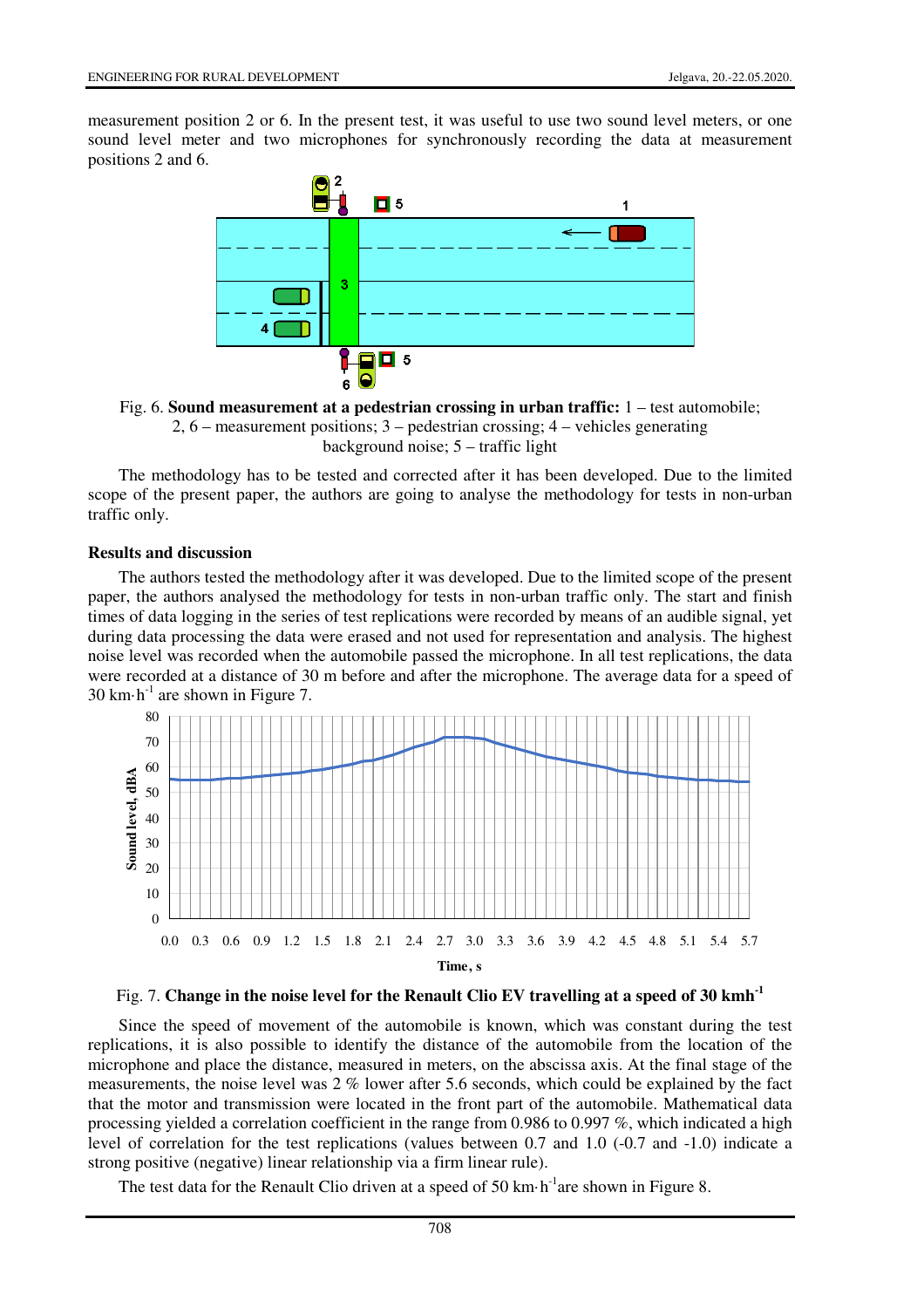measurement position 2 or 6. In the present test, it was useful to use two sound level meters, or one sound level meter and two microphones for synchronously recording the data at measurement positions 2 and 6.

Fig. 6. **Sound measurement at a pedestrian crossing in urban traffic:** 1 – test automobile; 2, 6 – measurement positions; 3 – pedestrian crossing; 4 – vehicles generating background noise; 5 – traffic light

The methodology has to be tested and corrected after it has been developed. Due to the limited scope of the present paper, the authors are going to analyse the methodology for tests in non-urban traffic only.

## Results and discussion

The authors tested the methodology after it was developed. Due to the limited scope of the present paper, the authors analysed the methodology for tests in non-urban traffic only. The start and finish times of data logging in the series of test replications were recorded by means of an audible signal, yet during data processing the data were erased and not used for representation and analysis. The highest noise level was recorded when the automobile passed the microphone. In all test replications, the data were recorded at a distance of 30 m before and after the microphone. The average data for a speed of 30 km·h$^{-1}$ are shown in Figure 7.

Fig. 7. **Change in the noise level for the Renault Clio EV travelling at a speed of 30 kmh$^{-1}$**

Since the speed of movement of the automobile is known, which was constant during the test replications, it is also possible to identify the distance of the automobile from the location of the microphone and place the distance, measured in meters, on the abscissa axis. At the final stage of the measurements, the noise level was 2 % lower after 5.6 seconds, which could be explained by the fact that the motor and transmission were located in the front part of the automobile. Mathematical data processing yielded a correlation coefficient in the range from 0.986 to 0.997 %, which indicated a high level of correlation for the test replications (values between 0.7 and 1.0 (-0.7 and -1.0) indicate a strong positive (negative) linear relationship via a firm linear rule).

The test data for the Renault Clio driven at a speed of 50 km·h$^{-1}$are shown in Figure 8.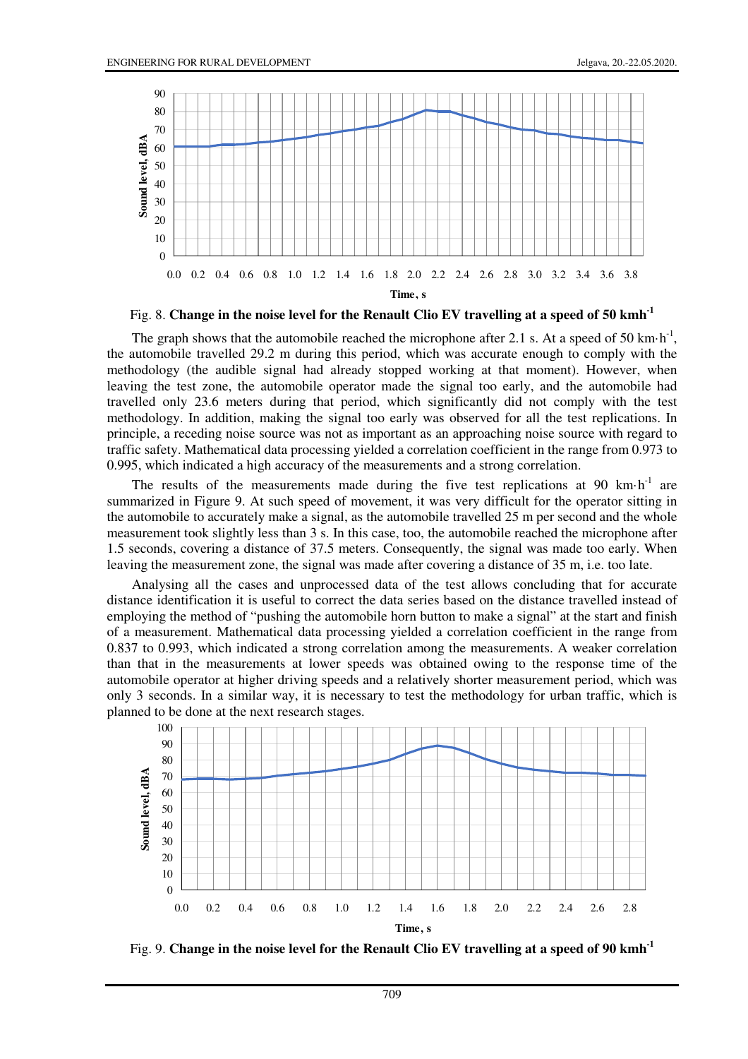Fig. 8. **Change in the noise level for the Renault Clio EV travelling at a speed of 50 kmh$^{-1}$**

The graph shows that the automobile reached the microphone after 2.1 s. At a speed of 50 km·h$^{-1}$, the automobile travelled 29.2 m during this period, which was accurate enough to comply with the methodology (the audible signal had already stopped working at that moment). However, when leaving the test zone, the automobile operator made the signal too early, and the automobile had travelled only 23.6 meters during that period, which significantly did not comply with the test methodology. In addition, making the signal too early was observed for all the test replications. In principle, a receding noise source was not as important as an approaching noise source with regard to traffic safety. Mathematical data processing yielded a correlation coefficient in the range from 0.973 to 0.995, which indicated a high accuracy of the measurements and a strong correlation.

The results of the measurements made during the five test replications at 90 km·h$^{-1}$ are summarized in Figure 9. At such speed of movement, it was very difficult for the operator sitting in the automobile to accurately make a signal, as the automobile travelled 25 m per second and the whole measurement took slightly less than 3 s. In this case, too, the automobile reached the microphone after 1.5 seconds, covering a distance of 37.5 meters. Consequently, the signal was made too early. When leaving the measurement zone, the signal was made after covering a distance of 35 m, i.e. too late.

Analysing all the cases and unprocessed data of the test allows concluding that for accurate distance identification it is useful to correct the data series based on the distance travelled instead of employing the method of "pushing the automobile horn button to make a signal" at the start and finish of a measurement. Mathematical data processing yielded a correlation coefficient in the range from 0.837 to 0.993, which indicated a strong correlation among the measurements. A weaker correlation than that in the measurements at lower speeds was obtained owing to the response time of the automobile operator at higher driving speeds and a relatively shorter measurement period, which was only 3 seconds. In a similar way, it is necessary to test the methodology for urban traffic, which is planned to be done at the next research stages.

Fig. 9. **Change in the noise level for the Renault Clio EV travelling at a speed of 90 kmh$^{-1}$**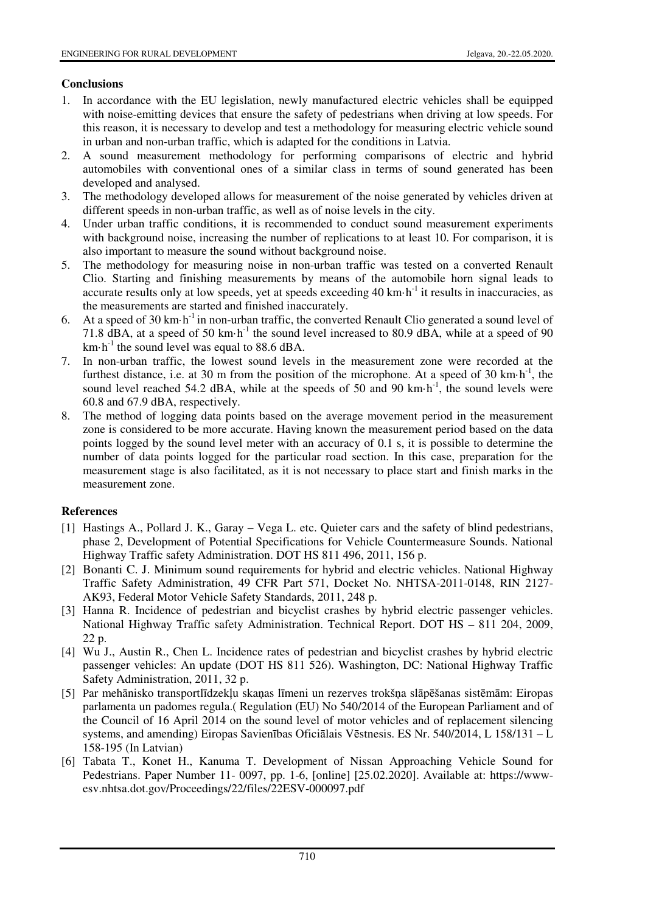## Conclusions

1. In accordance with the EU legislation, newly manufactured electric vehicles shall be equipped with noise-emitting devices that ensure the safety of pedestrians when driving at low speeds. For this reason, it is necessary to develop and test a methodology for measuring electric vehicle sound in urban and non-urban traffic, which is adapted for the conditions in Latvia.
2. A sound measurement methodology for performing comparisons of electric and hybrid automobiles with conventional ones of a similar class in terms of sound generated has been developed and analysed.
3. The methodology developed allows for measurement of the noise generated by vehicles driven at different speeds in non-urban traffic, as well as of noise levels in the city.
4. Under urban traffic conditions, it is recommended to conduct sound measurement experiments with background noise, increasing the number of replications to at least 10. For comparison, it is also important to measure the sound without background noise.
5. The methodology for measuring noise in non-urban traffic was tested on a converted Renault Clio. Starting and finishing measurements by means of the automobile horn signal leads to accurate results only at low speeds, yet at speeds exceeding 40 km·h$^{-1}$ it results in inaccuracies, as the measurements are started and finished inaccurately.
6. At a speed of 30 km·h$^{-1}$ in non-urban traffic, the converted Renault Clio generated a sound level of 71.8 dBA, at a speed of 50 km·h$^{-1}$ the sound level increased to 80.9 dBA, while at a speed of 90 km·h$^{-1}$ the sound level was equal to 88.6 dBA.
7. In non-urban traffic, the lowest sound levels in the measurement zone were recorded at the furthest distance, i.e. at 30 m from the position of the microphone. At a speed of 30 km·h$^{-1}$, the sound level reached 54.2 dBA, while at the speeds of 50 and 90 km·h$^{-1}$, the sound levels were 60.8 and 67.9 dBA, respectively.
8. The method of logging data points based on the average movement period in the measurement zone is considered to be more accurate. Having known the measurement period based on the data points logged by the sound level meter with an accuracy of 0.1 s, it is possible to determine the number of data points logged for the particular road section. In this case, preparation for the measurement stage is also facilitated, as it is not necessary to place start and finish marks in the measurement zone.

## References

[1] Hastings A., Pollard J. K., Garay – Vega L. etc. Quieter cars and the safety of blind pedestrians, phase 2, Development of Potential Specifications for Vehicle Countermeasure Sounds. National Highway Traffic safety Administration. DOT HS 811 496, 2011, 156 p.

[2] Bonanti C. J. Minimum sound requirements for hybrid and electric vehicles. National Highway Traffic Safety Administration, 49 CFR Part 571, Docket No. NHTSA-2011-0148, RIN 2127-AK93, Federal Motor Vehicle Safety Standards, 2011, 248 p.

[3] Hanna R. Incidence of pedestrian and bicyclist crashes by hybrid electric passenger vehicles. National Highway Traffic safety Administration. Technical Report. DOT HS – 811 204, 2009, 22 p.

[4] Wu J., Austin R., Chen L. Incidence rates of pedestrian and bicyclist crashes by hybrid electric passenger vehicles: An update (DOT HS 811 526). Washington, DC: National Highway Traffic Safety Administration, 2011, 32 p.

[5] Par mehānisko transportlīdzekļu skaņas līmeni un rezerves trokšņa slāpēšanas sistēmām: Eiropas parlamenta un padomes regula.( Regulation (EU) No 540/2014 of the European Parliament and of the Council of 16 April 2014 on the sound level of motor vehicles and of replacement silencing systems, and amending) Eiropas Savienības Oficiālais Vēstnesis. ES Nr. 540/2014, L 158/131 – L 158-195 (In Latvian)

[6] Tabata T., Konet H., Kanuma T. Development of Nissan Approaching Vehicle Sound for Pedestrians. Paper Number 11- 0097, pp. 1-6, [online] [25.02.2020]. Available at: https://www-esv.nhtsa.dot.gov/Proceedings/22/files/22ESV-000097.pdf